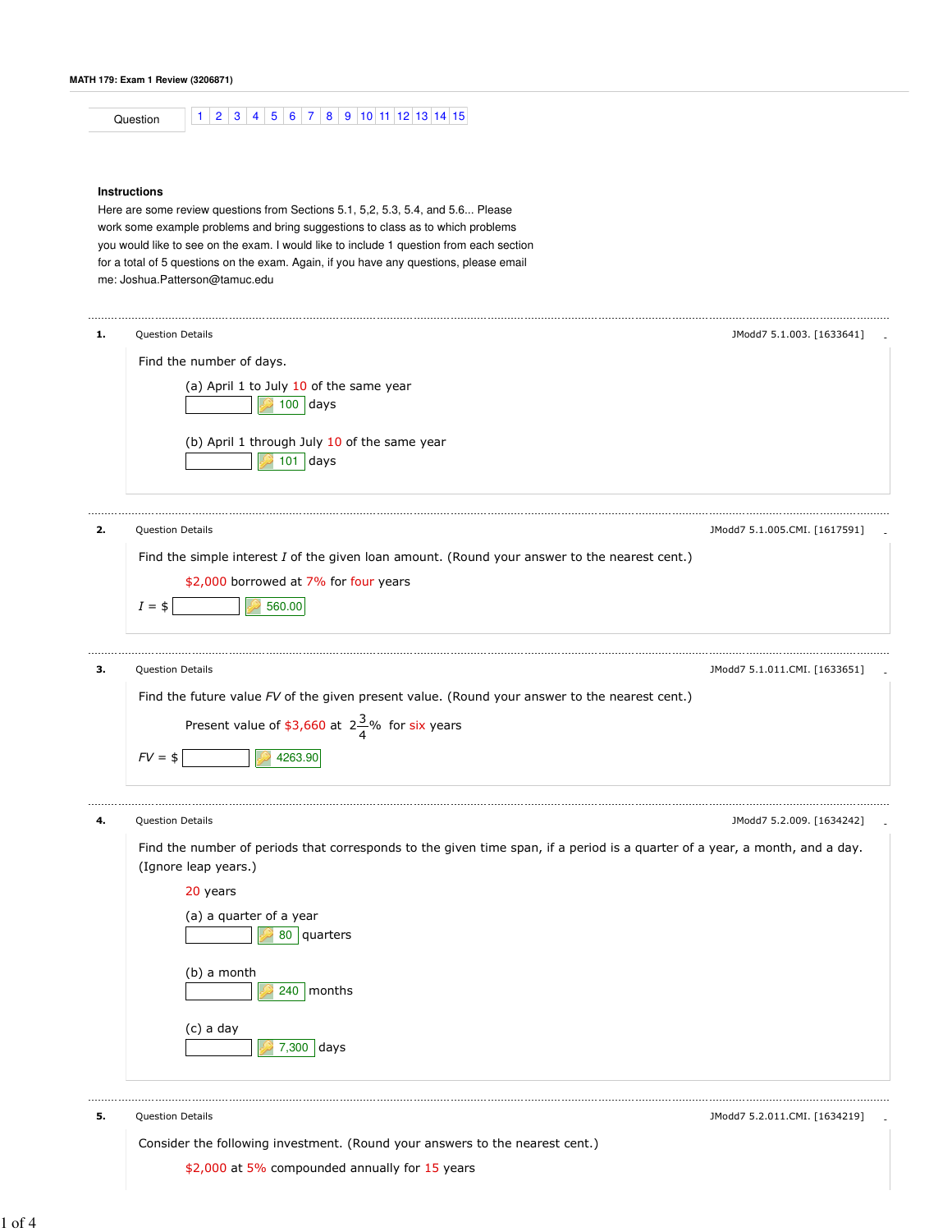**MATH 179: Exam 1 Review (3206871)**

| Question | 1 | 2 | 3 | 4 | 5 | 6 | 7 | 8 | 9 | 10 | 11 | 12 | 13 | 14 | 15 |
|---|---|---|---|---|---|---|---|---|---|---|---|---|---|---|---|

### Instructions

Here are some review questions from Sections 5.1, 5,2, 5.3, 5.4, and 5.6... Please work some example problems and bring suggestions to class as to which problems you would like to see on the exam. I would like to include 1 question from each section for a total of 5 questions on the exam. Again, if you have any questions, please email me: Joshua.Patterson@tamuc.edu

---

**1.** Question Details — JModd7 5.1.003. [1633641]

Find the number of days.

(a) April 1 to July 10 of the same year

[ ] 100 days

(b) April 1 through July 10 of the same year

[ ] 101 days

---

**2.** Question Details — JModd7 5.1.005.CMI. [1617591]

Find the simple interest $I$ of the given loan amount. (Round your answer to the nearest cent.)

$2,000 borrowed at 7% for four years

$I$ = $ [ ] 560.00

---

**3.** Question Details — JModd7 5.1.011.CMI. [1633651]

Find the future value $FV$ of the given present value. (Round your answer to the nearest cent.)

Present value of $3,660 at $2\frac{3}{4}\%$ for six years

$FV$ = $ [ ] 4263.90

---

**4.** Question Details — JModd7 5.2.009. [1634242]

Find the number of periods that corresponds to the given time span, if a period is a quarter of a year, a month, and a day. (Ignore leap years.)

20 years

(a) a quarter of a year

[ ] 80 quarters

(b) a month

[ ] 240 months

(c) a day

[ ] 7,300 days

---

**5.** Question Details — JModd7 5.2.011.CMI. [1634219]

Consider the following investment. (Round your answers to the nearest cent.)

$2,000 at 5% compounded annually for 15 years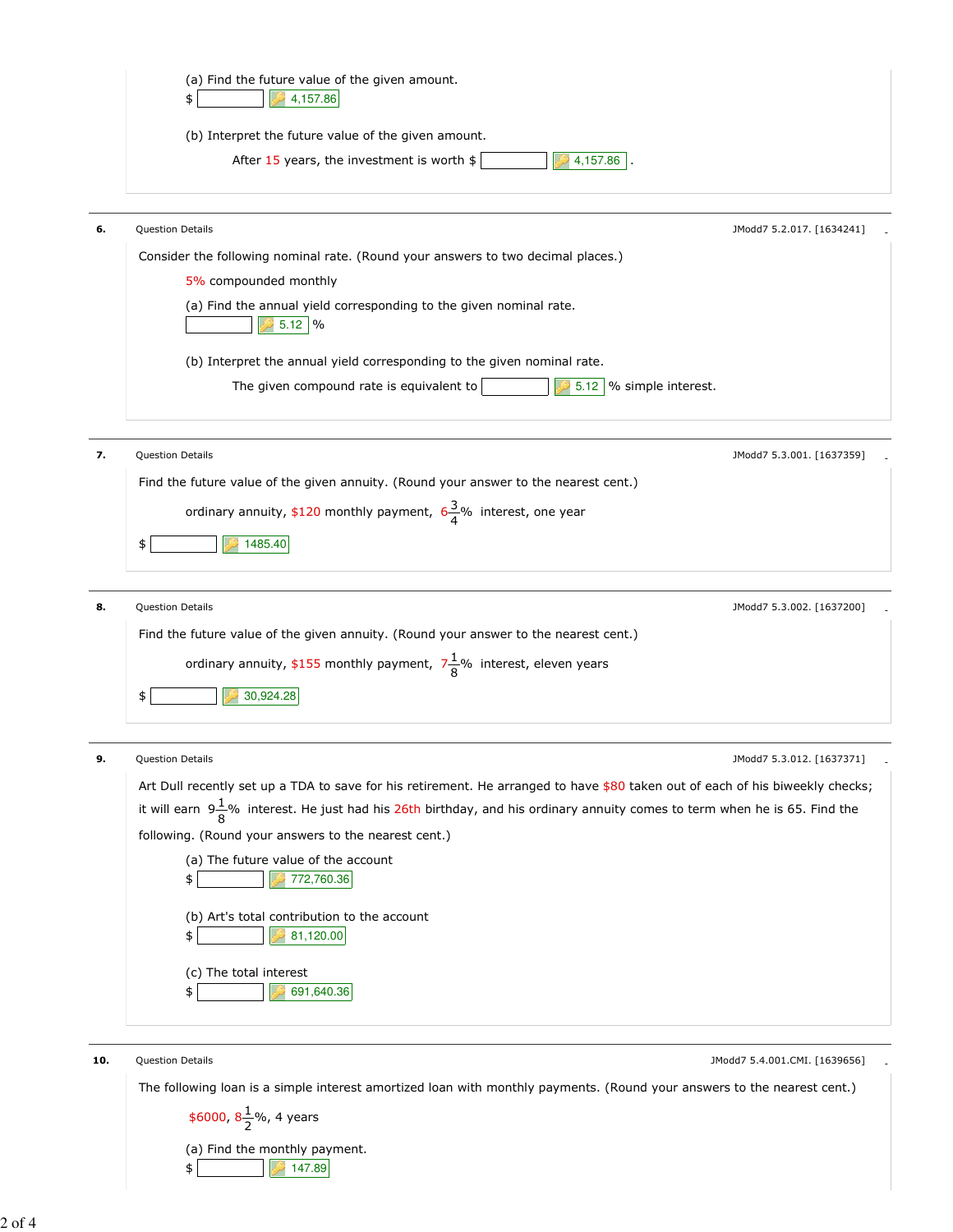(a) Find the future value of the given amount.

$ [ ] 4,157.86

(b) Interpret the future value of the given amount.

After 15 years, the investment is worth $ [ ] 4,157.86 .

---

**6.** Question Details — JModd7 5.2.017. [1634241]

Consider the following nominal rate. (Round your answers to two decimal places.)

5% compounded monthly

(a) Find the annual yield corresponding to the given nominal rate.

[ ] 5.12 %

(b) Interpret the annual yield corresponding to the given nominal rate.

The given compound rate is equivalent to [ ] 5.12 % simple interest.

---

**7.** Question Details — JModd7 5.3.001. [1637359]

Find the future value of the given annuity. (Round your answer to the nearest cent.)

ordinary annuity, $120 monthly payment, $6\frac{3}{4}$% interest, one year

$ [ ] 1485.40

---

**8.** Question Details — JModd7 5.3.002. [1637200]

Find the future value of the given annuity. (Round your answer to the nearest cent.)

ordinary annuity, $155 monthly payment, $7\frac{1}{8}$% interest, eleven years

$ [ ] 30,924.28

---

**9.** Question Details — JModd7 5.3.012. [1637371]

Art Dull recently set up a TDA to save for his retirement. He arranged to have $80 taken out of each of his biweekly checks; it will earn $9\frac{1}{8}$% interest. He just had his 26th birthday, and his ordinary annuity comes to term when he is 65. Find the following. (Round your answers to the nearest cent.)

(a) The future value of the account

$ [ ] 772,760.36

(b) Art's total contribution to the account

$ [ ] 81,120.00

(c) The total interest

$ [ ] 691,640.36

---

**10.** Question Details — JModd7 5.4.001.CMI. [1639656]

The following loan is a simple interest amortized loan with monthly payments. (Round your answers to the nearest cent.)

$6000, $8\frac{1}{2}$%, 4 years

(a) Find the monthly payment.

$ [ ] 147.89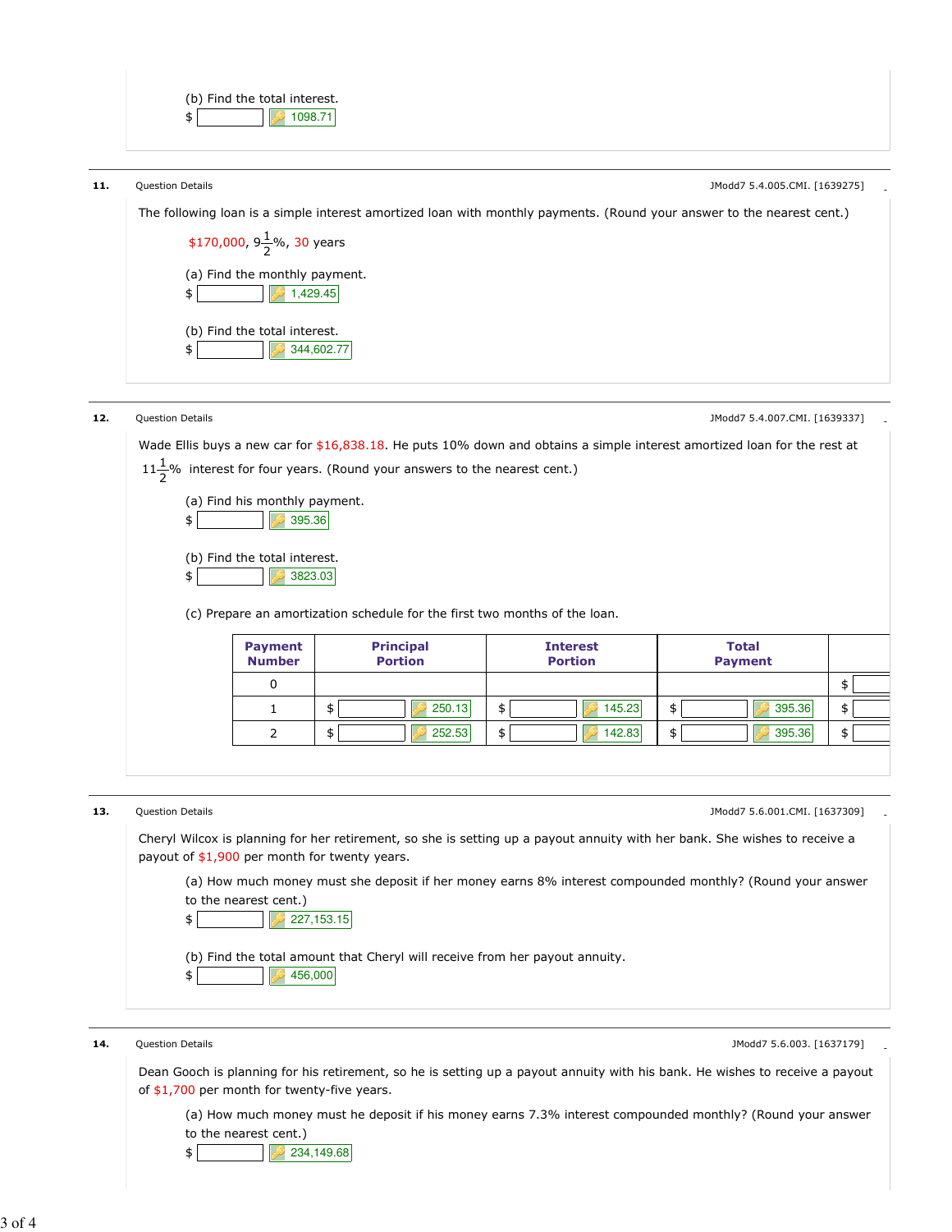(b) Find the total interest.

$ 1098.71

**11.** Question Details — JModd7 5.4.005.CMI. [1639275]

The following loan is a simple interest amortized loan with monthly payments. (Round your answer to the nearest cent.)

$170,000, $9\frac{1}{2}$%, 30 years

(a) Find the monthly payment.

$ 1,429.45

(b) Find the total interest.

$ 344,602.77

**12.** Question Details — JModd7 5.4.007.CMI. [1639337]

Wade Ellis buys a new car for $16,838.18. He puts 10% down and obtains a simple interest amortized loan for the rest at $11\frac{1}{2}$% interest for four years. (Round your answers to the nearest cent.)

(a) Find his monthly payment.

$ 395.36

(b) Find the total interest.

$ 3823.03

(c) Prepare an amortization schedule for the first two months of the loan.

| Payment Number | Principal Portion | Interest Portion | Total Payment | |
|---|---|---|---|---|
| 0 | | | | $ |
| 1 | $ 250.13 | $ 145.23 | $ 395.36 | $ |
| 2 | $ 252.53 | $ 142.83 | $ 395.36 | $ |

**13.** Question Details — JModd7 5.6.001.CMI. [1637309]

Cheryl Wilcox is planning for her retirement, so she is setting up a payout annuity with her bank. She wishes to receive a payout of $1,900 per month for twenty years.

(a) How much money must she deposit if her money earns 8% interest compounded monthly? (Round your answer to the nearest cent.)

$ 227,153.15

(b) Find the total amount that Cheryl will receive from her payout annuity.

$ 456,000

**14.** Question Details — JModd7 5.6.003. [1637179]

Dean Gooch is planning for his retirement, so he is setting up a payout annuity with his bank. He wishes to receive a payout of $1,700 per month for twenty-five years.

(a) How much money must he deposit if his money earns 7.3% interest compounded monthly? (Round your answer to the nearest cent.)

$ 234,149.68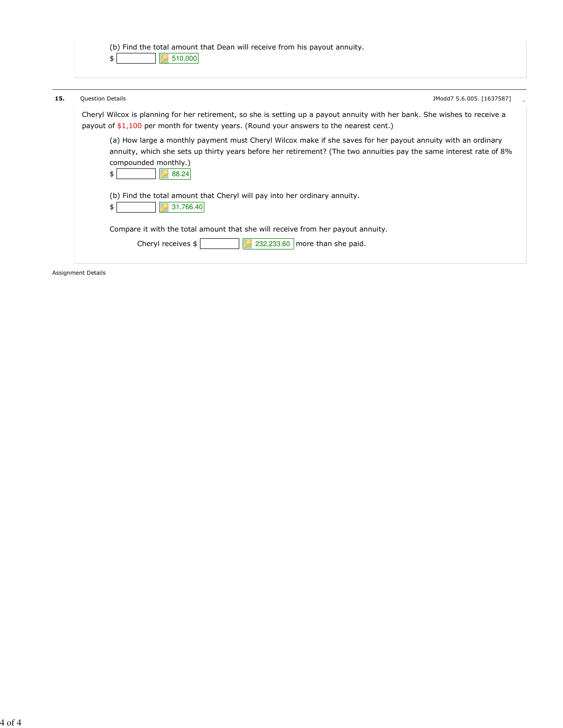(b) Find the total amount that Dean will receive from his payout annuity.

$ 510,000

**15.** Question Details

JModd7 5.6.005. [1637587]

Cheryl Wilcox is planning for her retirement, so she is setting up a payout annuity with her bank. She wishes to receive a payout of $1,100 per month for twenty years. (Round your answers to the nearest cent.)

(a) How large a monthly payment must Cheryl Wilcox make if she saves for her payout annuity with an ordinary annuity, which she sets up thirty years before her retirement? (The two annuities pay the same interest rate of 8% compounded monthly.)

$ 88.24

(b) Find the total amount that Cheryl will pay into her ordinary annuity.

$ 31,766.40

Compare it with the total amount that she will receive from her payout annuity.

Cheryl receives $ 232,233.60 more than she paid.

Assignment Details